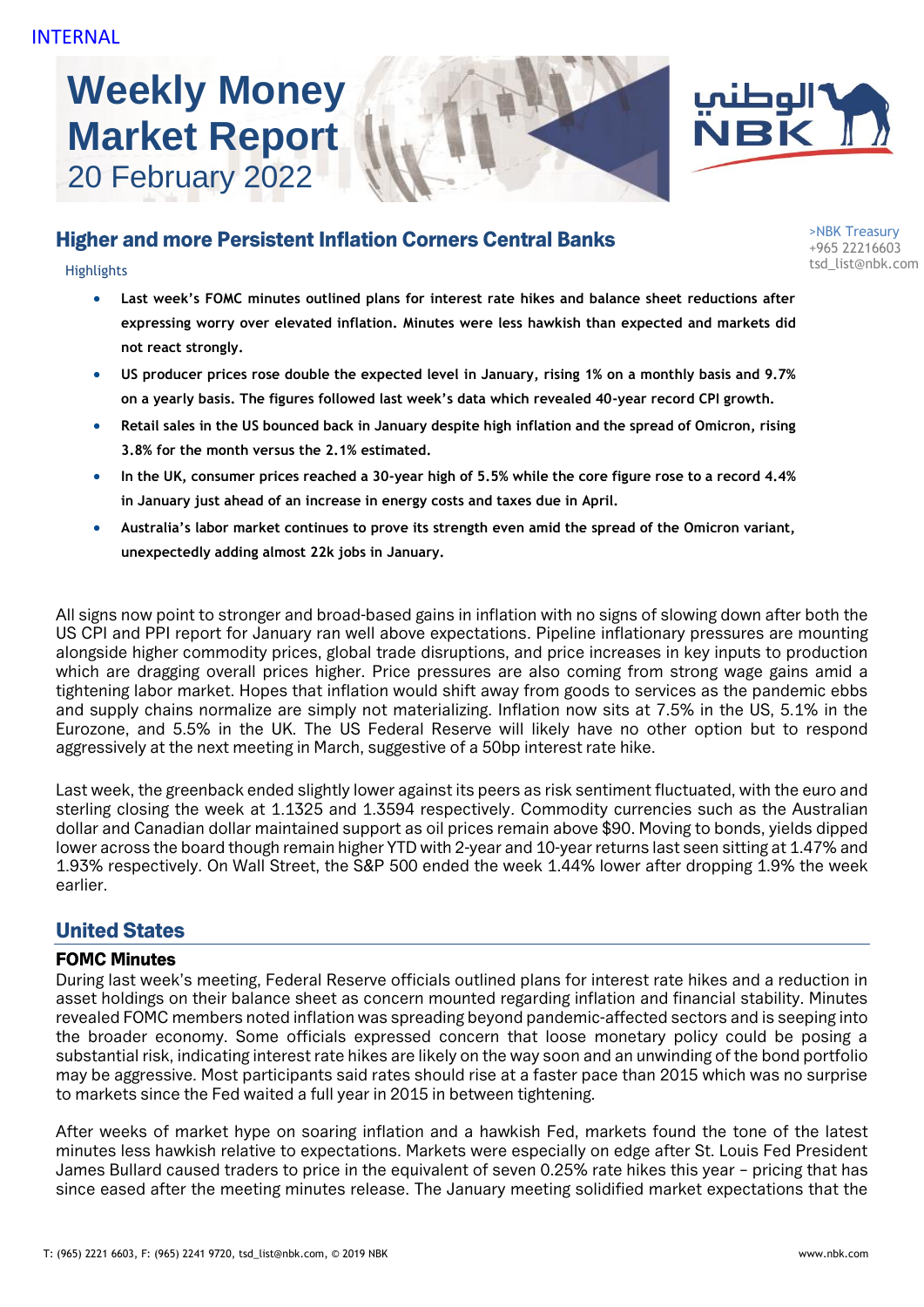INTERNAL

# Weekly Money Market Report
20 February 2022

>NBK Treasury
+965 22216603
tsd_list@nbk.com

## Higher and more Persistent Inflation Corners Central Banks

Highlights

- **Last week's FOMC minutes outlined plans for interest rate hikes and balance sheet reductions after expressing worry over elevated inflation. Minutes were less hawkish than expected and markets did not react strongly.**
- **US producer prices rose double the expected level in January, rising 1% on a monthly basis and 9.7% on a yearly basis. The figures followed last week's data which revealed 40-year record CPI growth.**
- **Retail sales in the US bounced back in January despite high inflation and the spread of Omicron, rising 3.8% for the month versus the 2.1% estimated.**
- **In the UK, consumer prices reached a 30-year high of 5.5% while the core figure rose to a record 4.4% in January just ahead of an increase in energy costs and taxes due in April.**
- **Australia's labor market continues to prove its strength even amid the spread of the Omicron variant, unexpectedly adding almost 22k jobs in January.**

All signs now point to stronger and broad-based gains in inflation with no signs of slowing down after both the US CPI and PPI report for January ran well above expectations. Pipeline inflationary pressures are mounting alongside higher commodity prices, global trade disruptions, and price increases in key inputs to production which are dragging overall prices higher. Price pressures are also coming from strong wage gains amid a tightening labor market. Hopes that inflation would shift away from goods to services as the pandemic ebbs and supply chains normalize are simply not materializing. Inflation now sits at 7.5% in the US, 5.1% in the Eurozone, and 5.5% in the UK. The US Federal Reserve will likely have no other option but to respond aggressively at the next meeting in March, suggestive of a 50bp interest rate hike.

Last week, the greenback ended slightly lower against its peers as risk sentiment fluctuated, with the euro and sterling closing the week at 1.1325 and 1.3594 respectively. Commodity currencies such as the Australian dollar and Canadian dollar maintained support as oil prices remain above $90. Moving to bonds, yields dipped lower across the board though remain higher YTD with 2-year and 10-year returns last seen sitting at 1.47% and 1.93% respectively. On Wall Street, the S&P 500 ended the week 1.44% lower after dropping 1.9% the week earlier.

## United States

### FOMC Minutes

During last week's meeting, Federal Reserve officials outlined plans for interest rate hikes and a reduction in asset holdings on their balance sheet as concern mounted regarding inflation and financial stability. Minutes revealed FOMC members noted inflation was spreading beyond pandemic-affected sectors and is seeping into the broader economy. Some officials expressed concern that loose monetary policy could be posing a substantial risk, indicating interest rate hikes are likely on the way soon and an unwinding of the bond portfolio may be aggressive. Most participants said rates should rise at a faster pace than 2015 which was no surprise to markets since the Fed waited a full year in 2015 in between tightening.

After weeks of market hype on soaring inflation and a hawkish Fed, markets found the tone of the latest minutes less hawkish relative to expectations. Markets were especially on edge after St. Louis Fed President James Bullard caused traders to price in the equivalent of seven 0.25% rate hikes this year – pricing that has since eased after the meeting minutes release. The January meeting solidified market expectations that the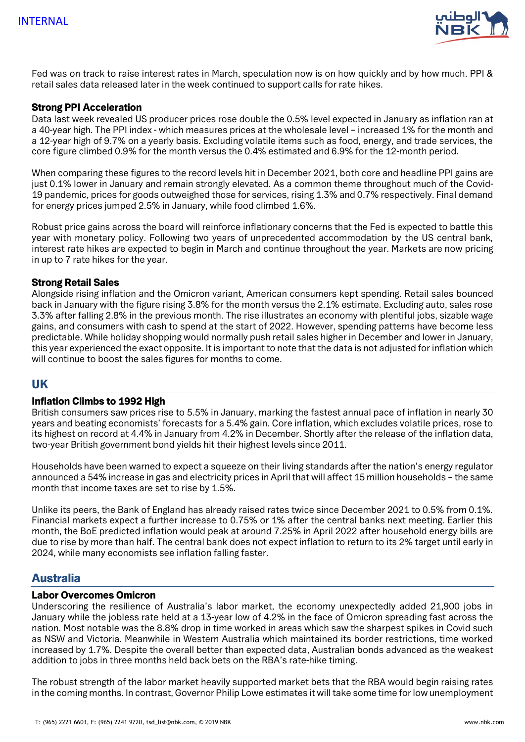Fed was on track to raise interest rates in March, speculation now is on how quickly and by how much. PPI & retail sales data released later in the week continued to support calls for rate hikes.

### Strong PPI Acceleration

Data last week revealed US producer prices rose double the 0.5% level expected in January as inflation ran at a 40-year high. The PPI index - which measures prices at the wholesale level – increased 1% for the month and a 12-year high of 9.7% on a yearly basis. Excluding volatile items such as food, energy, and trade services, the core figure climbed 0.9% for the month versus the 0.4% estimated and 6.9% for the 12-month period.

When comparing these figures to the record levels hit in December 2021, both core and headline PPI gains are just 0.1% lower in January and remain strongly elevated. As a common theme throughout much of the Covid-19 pandemic, prices for goods outweighed those for services, rising 1.3% and 0.7% respectively. Final demand for energy prices jumped 2.5% in January, while food climbed 1.6%.

Robust price gains across the board will reinforce inflationary concerns that the Fed is expected to battle this year with monetary policy. Following two years of unprecedented accommodation by the US central bank, interest rate hikes are expected to begin in March and continue throughout the year. Markets are now pricing in up to 7 rate hikes for the year.

### Strong Retail Sales

Alongside rising inflation and the Omicron variant, American consumers kept spending. Retail sales bounced back in January with the figure rising 3.8% for the month versus the 2.1% estimate. Excluding auto, sales rose 3.3% after falling 2.8% in the previous month. The rise illustrates an economy with plentiful jobs, sizable wage gains, and consumers with cash to spend at the start of 2022. However, spending patterns have become less predictable. While holiday shopping would normally push retail sales higher in December and lower in January, this year experienced the exact opposite. It is important to note that the data is not adjusted for inflation which will continue to boost the sales figures for months to come.

## UK

### Inflation Climbs to 1992 High

British consumers saw prices rise to 5.5% in January, marking the fastest annual pace of inflation in nearly 30 years and beating economists' forecasts for a 5.4% gain. Core inflation, which excludes volatile prices, rose to its highest on record at 4.4% in January from 4.2% in December. Shortly after the release of the inflation data, two-year British government bond yields hit their highest levels since 2011.

Households have been warned to expect a squeeze on their living standards after the nation's energy regulator announced a 54% increase in gas and electricity prices in April that will affect 15 million households – the same month that income taxes are set to rise by 1.5%.

Unlike its peers, the Bank of England has already raised rates twice since December 2021 to 0.5% from 0.1%. Financial markets expect a further increase to 0.75% or 1% after the central banks next meeting. Earlier this month, the BoE predicted inflation would peak at around 7.25% in April 2022 after household energy bills are due to rise by more than half. The central bank does not expect inflation to return to its 2% target until early in 2024, while many economists see inflation falling faster.

## Australia

### Labor Overcomes Omicron

Underscoring the resilience of Australia's labor market, the economy unexpectedly added 21,900 jobs in January while the jobless rate held at a 13-year low of 4.2% in the face of Omicron spreading fast across the nation. Most notable was the 8.8% drop in time worked in areas which saw the sharpest spikes in Covid such as NSW and Victoria. Meanwhile in Western Australia which maintained its border restrictions, time worked increased by 1.7%. Despite the overall better than expected data, Australian bonds advanced as the weakest addition to jobs in three months held back bets on the RBA's rate-hike timing.

The robust strength of the labor market heavily supported market bets that the RBA would begin raising rates in the coming months. In contrast, Governor Philip Lowe estimates it will take some time for low unemployment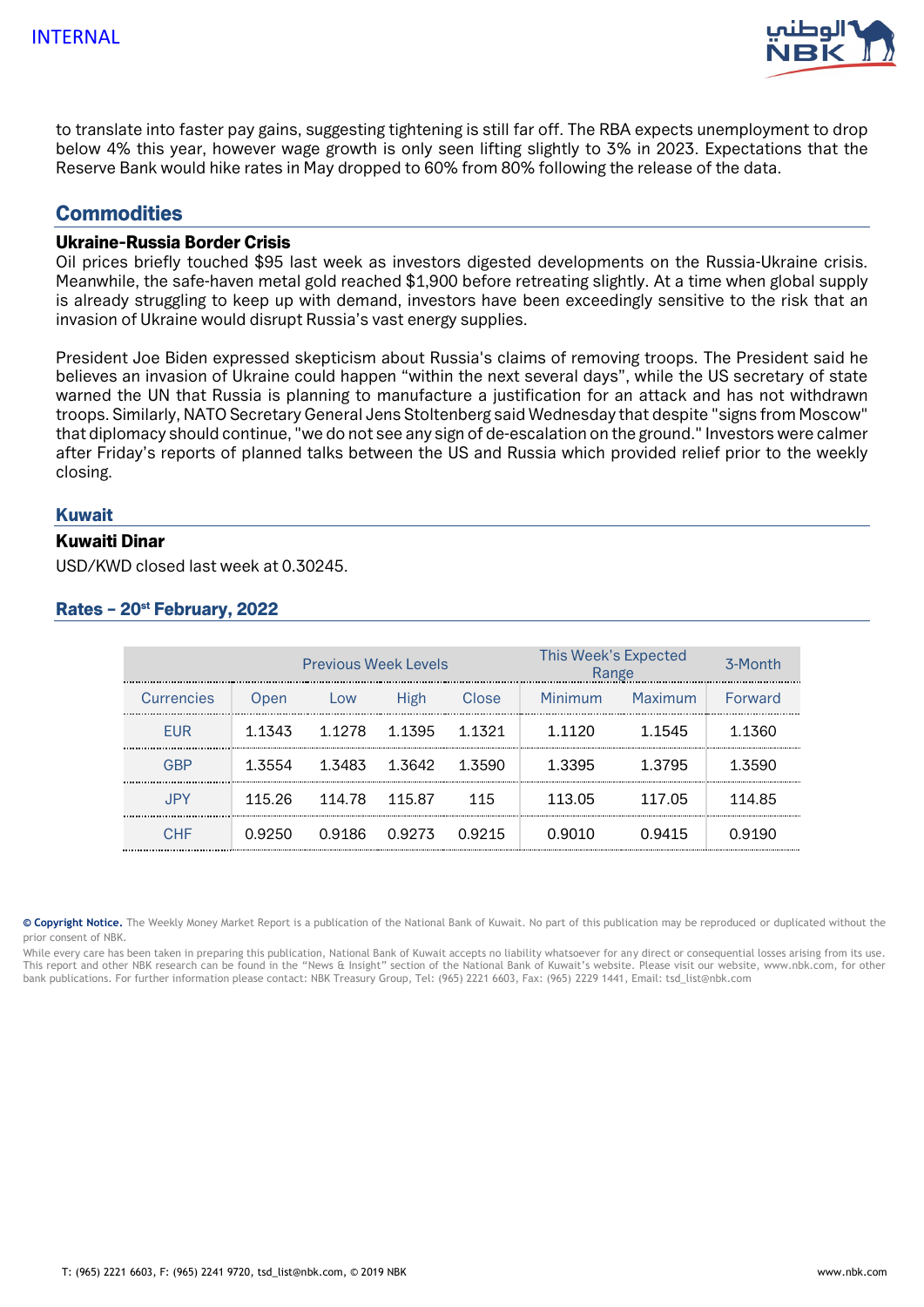to translate into faster pay gains, suggesting tightening is still far off. The RBA expects unemployment to drop below 4% this year, however wage growth is only seen lifting slightly to 3% in 2023. Expectations that the Reserve Bank would hike rates in May dropped to 60% from 80% following the release of the data.

## Commodities

### Ukraine-Russia Border Crisis

Oil prices briefly touched $95 last week as investors digested developments on the Russia-Ukraine crisis. Meanwhile, the safe-haven metal gold reached $1,900 before retreating slightly. At a time when global supply is already struggling to keep up with demand, investors have been exceedingly sensitive to the risk that an invasion of Ukraine would disrupt Russia's vast energy supplies.

President Joe Biden expressed skepticism about Russia's claims of removing troops. The President said he believes an invasion of Ukraine could happen "within the next several days", while the US secretary of state warned the UN that Russia is planning to manufacture a justification for an attack and has not withdrawn troops. Similarly, NATO Secretary General Jens Stoltenberg said Wednesday that despite "signs from Moscow" that diplomacy should continue, "we do not see any sign of de-escalation on the ground." Investors were calmer after Friday's reports of planned talks between the US and Russia which provided relief prior to the weekly closing.

## Kuwait

### Kuwaiti Dinar

USD/KWD closed last week at 0.30245.

## Rates – 20st February, 2022

| | Previous Week Levels | | | | This Week's Expected Range | | 3-Month |
|---|---|---|---|---|---|---|---|
| Currencies | Open | Low | High | Close | Minimum | Maximum | Forward |
| EUR | 1.1343 | 1.1278 | 1.1395 | 1.1321 | 1.1120 | 1.1545 | 1.1360 |
| GBP | 1.3554 | 1.3483 | 1.3642 | 1.3590 | 1.3395 | 1.3795 | 1.3590 |
| JPY | 115.26 | 114.78 | 115.87 | 115 | 113.05 | 117.05 | 114.85 |
| CHF | 0.9250 | 0.9186 | 0.9273 | 0.9215 | 0.9010 | 0.9415 | 0.9190 |

**© Copyright Notice.** The Weekly Money Market Report is a publication of the National Bank of Kuwait. No part of this publication may be reproduced or duplicated without the prior consent of NBK.

While every care has been taken in preparing this publication, National Bank of Kuwait accepts no liability whatsoever for any direct or consequential losses arising from its use. This report and other NBK research can be found in the "News & Insight" section of the National Bank of Kuwait's website. Please visit our website, www.nbk.com, for other bank publications. For further information please contact: NBK Treasury Group, Tel: (965) 2221 6603, Fax: (965) 2229 1441, Email: tsd_list@nbk.com